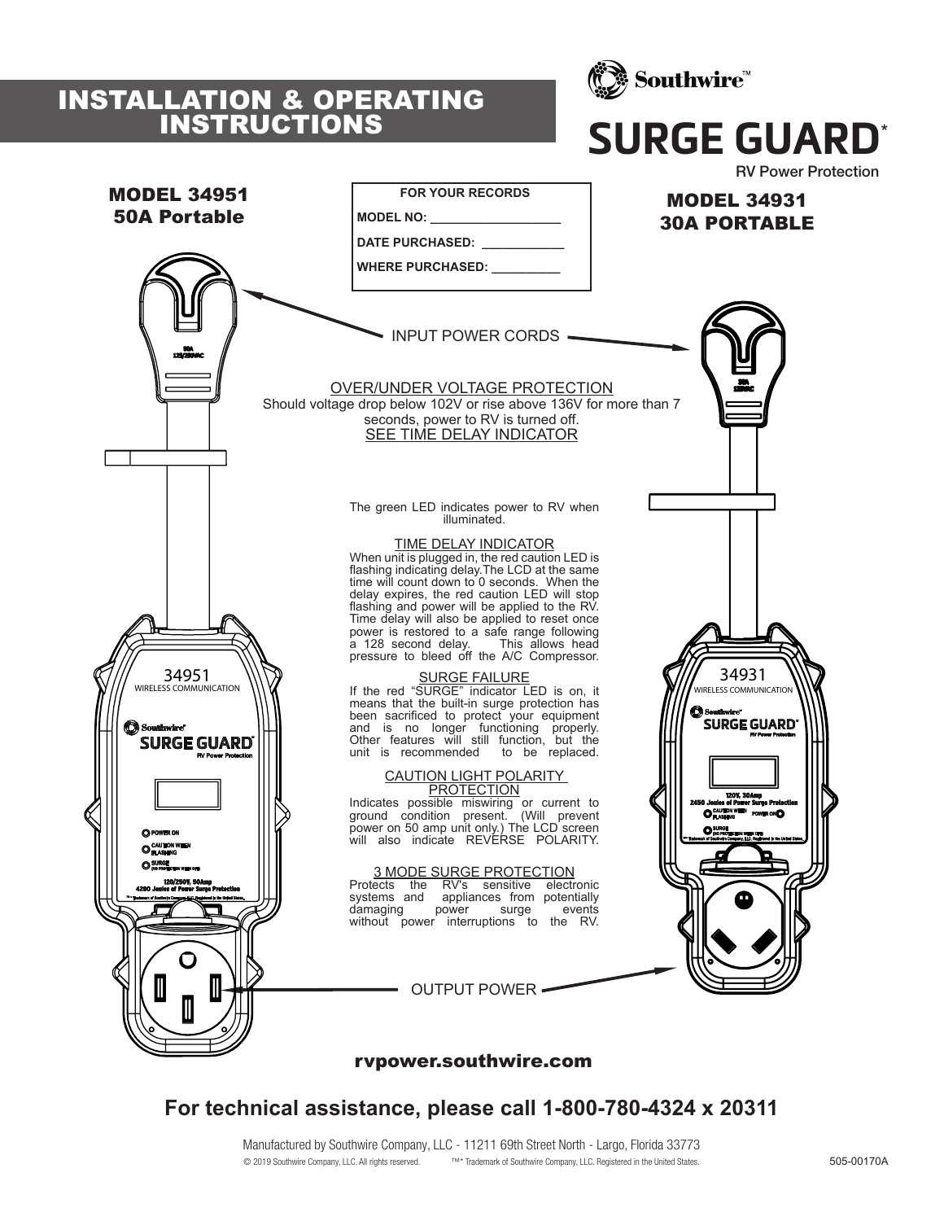# INSTALLATION & OPERATING INSTRUCTIONS

Southwire™

# SURGE GUARD*

RV Power Protection

## MODEL 34951
## 50A Portable

| FOR YOUR RECORDS |
|---|
| MODEL NO: ___________________ |
| DATE PURCHASED: ____________ |
| WHERE PURCHASED: __________ |

## MODEL 34931
## 30A PORTABLE

INPUT POWER CORDS

OVER/UNDER VOLTAGE PROTECTION

Should voltage drop below 102V or rise above 136V for more than 7 seconds, power to RV is turned off.
SEE TIME DELAY INDICATOR

The green LED indicates power to RV when illuminated.

### TIME DELAY INDICATOR

When unit is plugged in, the red caution LED is flashing indicating delay.The LCD at the same time will count down to 0 seconds. When the delay expires, the red caution LED will stop flashing and power will be applied to the RV. Time delay will also be applied to reset once power is restored to a safe range following a 128 second delay. This allows head pressure to bleed off the A/C Compressor.

### SURGE FAILURE

If the red "SURGE" indicator LED is on, it means that the built-in surge protection has been sacrificed to protect your equipment and is no longer functioning properly. Other features will still function, but the unit is recommended to be replaced.

### CAUTION LIGHT POLARITY PROTECTION

Indicates possible miswiring or current to ground condition present. (Will prevent power on 50 amp unit only.) The LCD screen will also indicate REVERSE POLARITY.

### 3 MODE SURGE PROTECTION

Protects the RV's sensitive electronic systems and appliances from potentially damaging power surge events without power interruptions to the RV.

OUTPUT POWER

**rvpower.southwire.com**

**For technical assistance, please call 1-800-780-4324 x 20311**

Manufactured by Southwire Company, LLC - 11211 69th Street North - Largo, Florida 33773

© 2019 Southwire Company, LLC. All rights reserved. ™* Trademark of Southwire Company, LLC. Registered in the United States.

505-00170A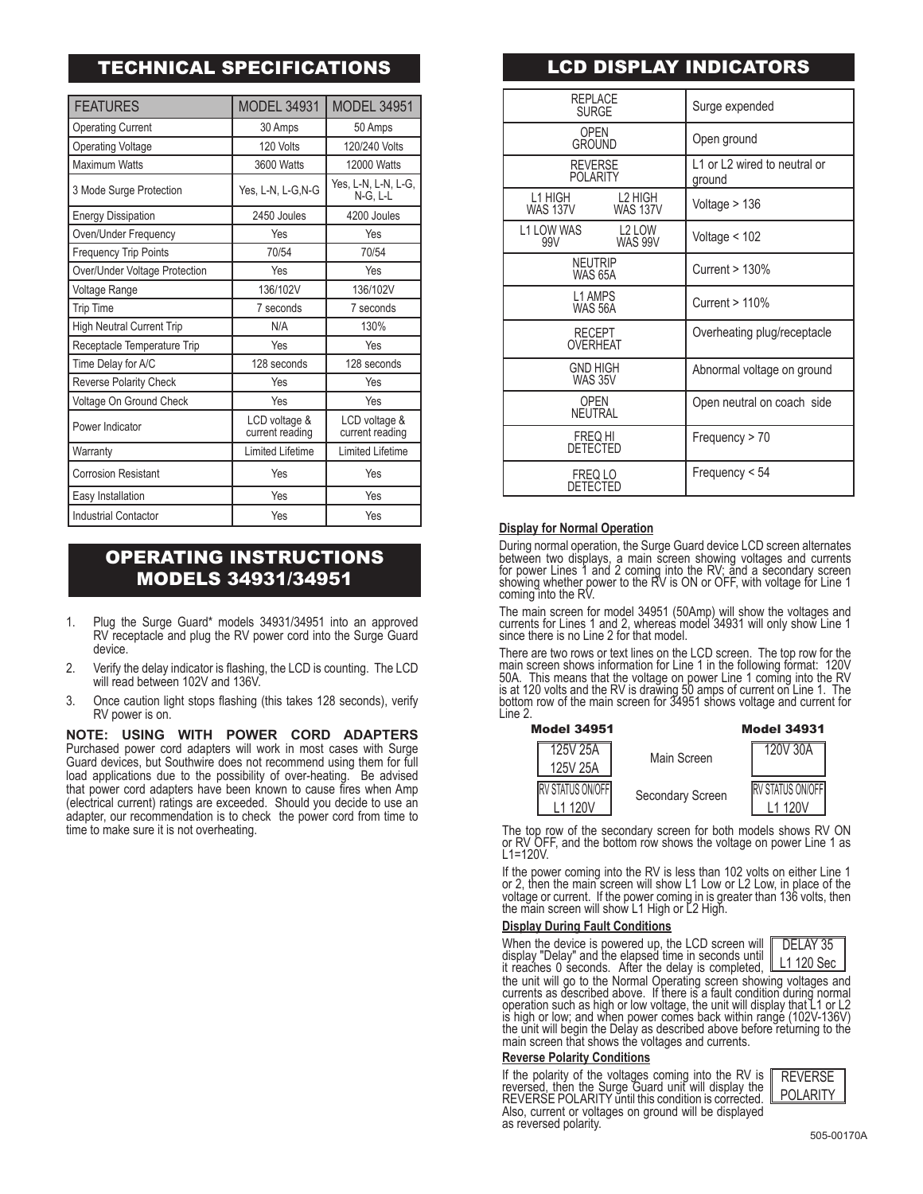## TECHNICAL SPECIFICATIONS

| FEATURES | MODEL 34931 | MODEL 34951 |
|---|---|---|
| Operating Current | 30 Amps | 50 Amps |
| Operating Voltage | 120 Volts | 120/240 Volts |
| Maximum Watts | 3600 Watts | 12000 Watts |
| 3 Mode Surge Protection | Yes, L-N, L-G,N-G | Yes, L-N, L-N, L-G, N-G, L-L |
| Energy Dissipation | 2450 Joules | 4200 Joules |
| Over/Under Frequency | Yes | Yes |
| Frequency Trip Points | 70/54 | 70/54 |
| Over/Under Voltage Protection | Yes | Yes |
| Voltage Range | 136/102V | 136/102V |
| Trip Time | 7 seconds | 7 seconds |
| High Neutral Current Trip | N/A | 130% |
| Receptacle Temperature Trip | Yes | Yes |
| Time Delay for A/C | 128 seconds | 128 seconds |
| Reverse Polarity Check | Yes | Yes |
| Voltage On Ground Check | Yes | Yes |
| Power Indicator | LCD voltage & current reading | LCD voltage & current reading |
| Warranty | Limited Lifetime | Limited Lifetime |
| Corrosion Resistant | Yes | Yes |
| Easy Installation | Yes | Yes |
| Industrial Contactor | Yes | Yes |

## OPERATING INSTRUCTIONS MODELS 34931/34951

1. Plug the Surge Guard* models 34931/34951 into an approved RV receptacle and plug the RV power cord into the Surge Guard device.
2. Verify the delay indicator is flashing, the LCD is counting. The LCD will read between 102V and 136V.
3. Once caution light stops flashing (this takes 128 seconds), verify RV power is on.

**NOTE: USING WITH POWER CORD ADAPTERS** Purchased power cord adapters will work in most cases with Surge Guard devices, but Southwire does not recommend using them for full load applications due to the possibility of over-heating. Be advised that power cord adapters have been known to cause fires when Amp (electrical current) ratings are exceeded. Should you decide to use an adapter, our recommendation is to check the power cord from time to time to make sure it is not overheating.

## LCD DISPLAY INDICATORS

| | |
|---|---|
| REPLACE SURGE | Surge expended |
| OPEN GROUND | Open ground |
| REVERSE POLARITY | L1 or L2 wired to neutral or ground |
| L1 HIGH WAS 137V / L2 HIGH WAS 137V | Voltage > 136 |
| L1 LOW WAS 99V / L2 LOW WAS 99V | Voltage < 102 |
| NEUTRIP WAS 65A | Current > 130% |
| L1 AMPS WAS 56A | Current > 110% |
| RECEPT OVERHEAT | Overheating plug/receptacle |
| GND HIGH WAS 35V | Abnormal voltage on ground |
| OPEN NEUTRAL | Open neutral on coach side |
| FREQ HI DETECTED | Frequency > 70 |
| FREQ LO DETECTED | Frequency < 54 |

**Display for Normal Operation**

During normal operation, the Surge Guard device LCD screen alternates between two displays, a main screen showing voltages and currents for power Lines 1 and 2 coming into the RV; and a secondary screen showing whether power to the RV is ON or OFF, with voltage for Line 1 coming into the RV.

The main screen for model 34951 (50Amp) will show the voltages and currents for Lines 1 and 2, whereas model 34931 will only show Line 1 since there is no Line 2 for that model.

There are two rows or text lines on the LCD screen. The top row for the main screen shows information for Line 1 in the following format: 120V 50A. This means that the voltage on power Line 1 coming into the RV is at 120 volts and the RV is drawing 50 amps of current on Line 1. The bottom row of the main screen for 34951 shows voltage and current for Line 2.

| Model 34951 | | Model 34931 |
|---|---|---|
| 125V 25A / 125V 25A | Main Screen | 120V 30A |
| RV STATUS ON/OFF / L1 120V | Secondary Screen | RV STATUS ON/OFF / L1 120V |

The top row of the secondary screen for both models shows RV ON or RV OFF, and the bottom row shows the voltage on power Line 1 as L1=120V.

If the power coming into the RV is less than 102 volts on either Line 1 or 2, then the main screen will show L1 Low or L2 Low, in place of the voltage or current. If the power coming in is greater than 136 volts, then the main screen will show L1 High or L2 High.

**Display During Fault Conditions**

When the device is powered up, the LCD screen will display "Delay" and the elapsed time in seconds until it reaches 0 seconds. After the delay is completed, the unit will go to the Normal Operating screen showing voltages and currents as described above. If there is a fault condition during normal operation such as high or low voltage, the unit will display that L1 or L2 is high or low; and when power comes back within range (102V-136V) the unit will begin the Delay as described above before returning to the main screen that shows the voltages and currents.

DELAY 35
L1 120 Sec

**Reverse Polarity Conditions**

If the polarity of the voltages coming into the RV is reversed, then the Surge Guard unit will display the REVERSE POLARITY until this condition is corrected. Also, current or voltages on ground will be displayed as reversed polarity.

REVERSE
POLARITY

505-00170A